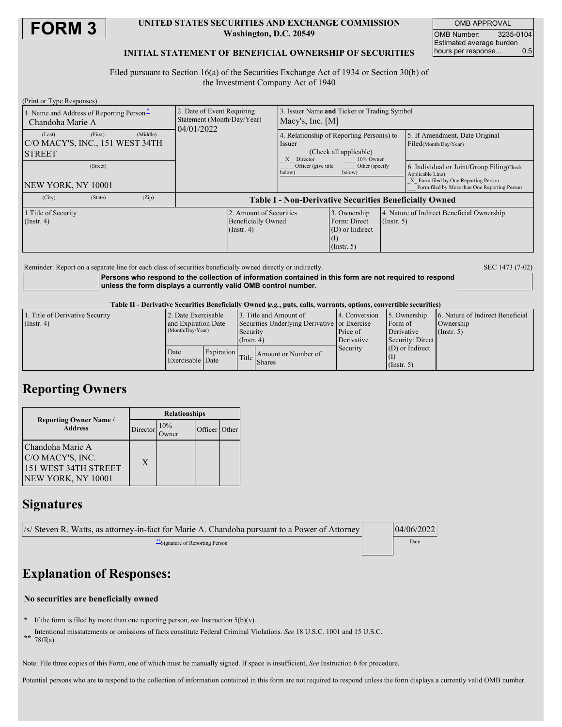# FORM 3

**UNITED STATES SECURITIES AND EXCHANGE COMMISSION**
**Washington, D.C. 20549**

**INITIAL STATEMENT OF BENEFICIAL OWNERSHIP OF SECURITIES**

| OMB APPROVAL | |
|---|---|
| OMB Number: | 3235-0104 |
| Estimated average burden hours per response... | 0.5 |

Filed pursuant to Section 16(a) of the Securities Exchange Act of 1934 or Section 30(h) of the Investment Company Act of 1940

(Print or Type Responses)

| 1. Name and Address of Reporting Person* | 2. Date of Event Requiring Statement (Month/Day/Year) | 3. Issuer Name **and** Ticker or Trading Symbol |
|---|---|---|
| Chandoha Marie A | 04/01/2022 | Macy's, Inc. [M] |
| (Last) (First) (Middle) C/O MACY'S, INC., 151 WEST 34TH STREET | | 4. Relationship of Reporting Person(s) to Issuer (Check all applicable) _X_ Director ___ 10% Owner ___ Officer (give title below) ___ Other (specify below) |
| (Street) NEW YORK, NY 10001 | | 5. If Amendment, Date Original Filed(Month/Day/Year) |
| (City) (State) (Zip) | | 6. Individual or Joint/Group Filing(Check Applicable Line) _X_ Form filed by One Reporting Person ___ Form filed by More than One Reporting Person |

**Table I - Non-Derivative Securities Beneficially Owned**

| 1.Title of Security (Instr. 4) | 2. Amount of Securities Beneficially Owned (Instr. 4) | 3. Ownership Form: Direct (D) or Indirect (I) (Instr. 5) | 4. Nature of Indirect Beneficial Ownership (Instr. 5) |
|---|---|---|---|

Reminder: Report on a separate line for each class of securities beneficially owned directly or indirectly.

SEC 1473 (7-02)

**Persons who respond to the collection of information contained in this form are not required to respond unless the form displays a currently valid OMB control number.**

**Table II - Derivative Securities Beneficially Owned (*e.g.*, puts, calls, warrants, options, convertible securities)**

| 1. Title of Derivative Security (Instr. 4) | 2. Date Exercisable and Expiration Date (Month/Day/Year) | | 3. Title and Amount of Securities Underlying Derivative Security (Instr. 4) | | 4. Conversion or Exercise Price of Derivative Security | 5. Ownership Form of Derivative Security: Direct (D) or Indirect (I) (Instr. 5) | 6. Nature of Indirect Beneficial Ownership (Instr. 5) |
|---|---|---|---|---|---|---|---|
| | Date Exercisable | Expiration Date | Title | Amount or Number of Shares | | | |

## Reporting Owners

| Reporting Owner Name / Address | Relationships | | | |
|---|---|---|---|---|
| | Director | 10% Owner | Officer | Other |
| Chandoha Marie A C/O MACY'S, INC. 151 WEST 34TH STREET NEW YORK, NY 10001 | X | | | |

## Signatures

| /s/ Steven R. Watts, as attorney-in-fact for Marie A. Chandoha pursuant to a Power of Attorney | 04/06/2022 |
|---|---|
| **Signature of Reporting Person | Date |

## Explanation of Responses:

**No securities are beneficially owned**

\* If the form is filed by more than one reporting person, *see* Instruction 5(b)(v).

\*\* Intentional misstatements or omissions of facts constitute Federal Criminal Violations. *See* 18 U.S.C. 1001 and 15 U.S.C. 78ff(a).

Note: File three copies of this Form, one of which must be manually signed. If space is insufficient, *See* Instruction 6 for procedure.

Potential persons who are to respond to the collection of information contained in this form are not required to respond unless the form displays a currently valid OMB number.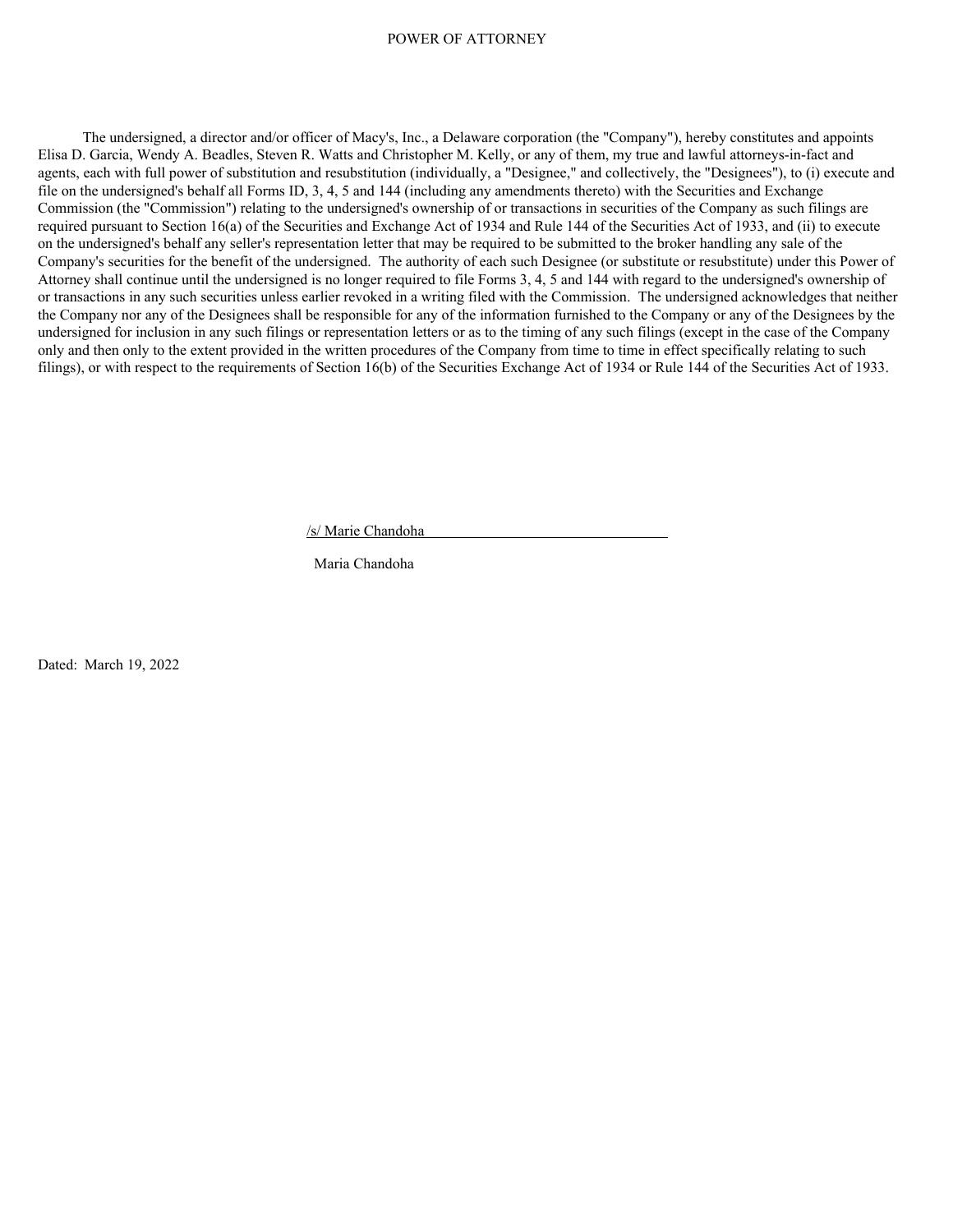POWER OF ATTORNEY

The undersigned, a director and/or officer of Macy's, Inc., a Delaware corporation (the "Company"), hereby constitutes and appoints Elisa D. Garcia, Wendy A. Beadles, Steven R. Watts and Christopher M. Kelly, or any of them, my true and lawful attorneys-in-fact and agents, each with full power of substitution and resubstitution (individually, a "Designee," and collectively, the "Designees"), to (i) execute and file on the undersigned's behalf all Forms ID, 3, 4, 5 and 144 (including any amendments thereto) with the Securities and Exchange Commission (the "Commission") relating to the undersigned's ownership of or transactions in securities of the Company as such filings are required pursuant to Section 16(a) of the Securities and Exchange Act of 1934 and Rule 144 of the Securities Act of 1933, and (ii) to execute on the undersigned's behalf any seller's representation letter that may be required to be submitted to the broker handling any sale of the Company's securities for the benefit of the undersigned. The authority of each such Designee (or substitute or resubstitute) under this Power of Attorney shall continue until the undersigned is no longer required to file Forms 3, 4, 5 and 144 with regard to the undersigned's ownership of or transactions in any such securities unless earlier revoked in a writing filed with the Commission. The undersigned acknowledges that neither the Company nor any of the Designees shall be responsible for any of the information furnished to the Company or any of the Designees by the undersigned for inclusion in any such filings or representation letters or as to the timing of any such filings (except in the case of the Company only and then only to the extent provided in the written procedures of the Company from time to time in effect specifically relating to such filings), or with respect to the requirements of Section 16(b) of the Securities Exchange Act of 1934 or Rule 144 of the Securities Act of 1933.

/s/ Marie Chandoha

Maria Chandoha

Dated: March 19, 2022